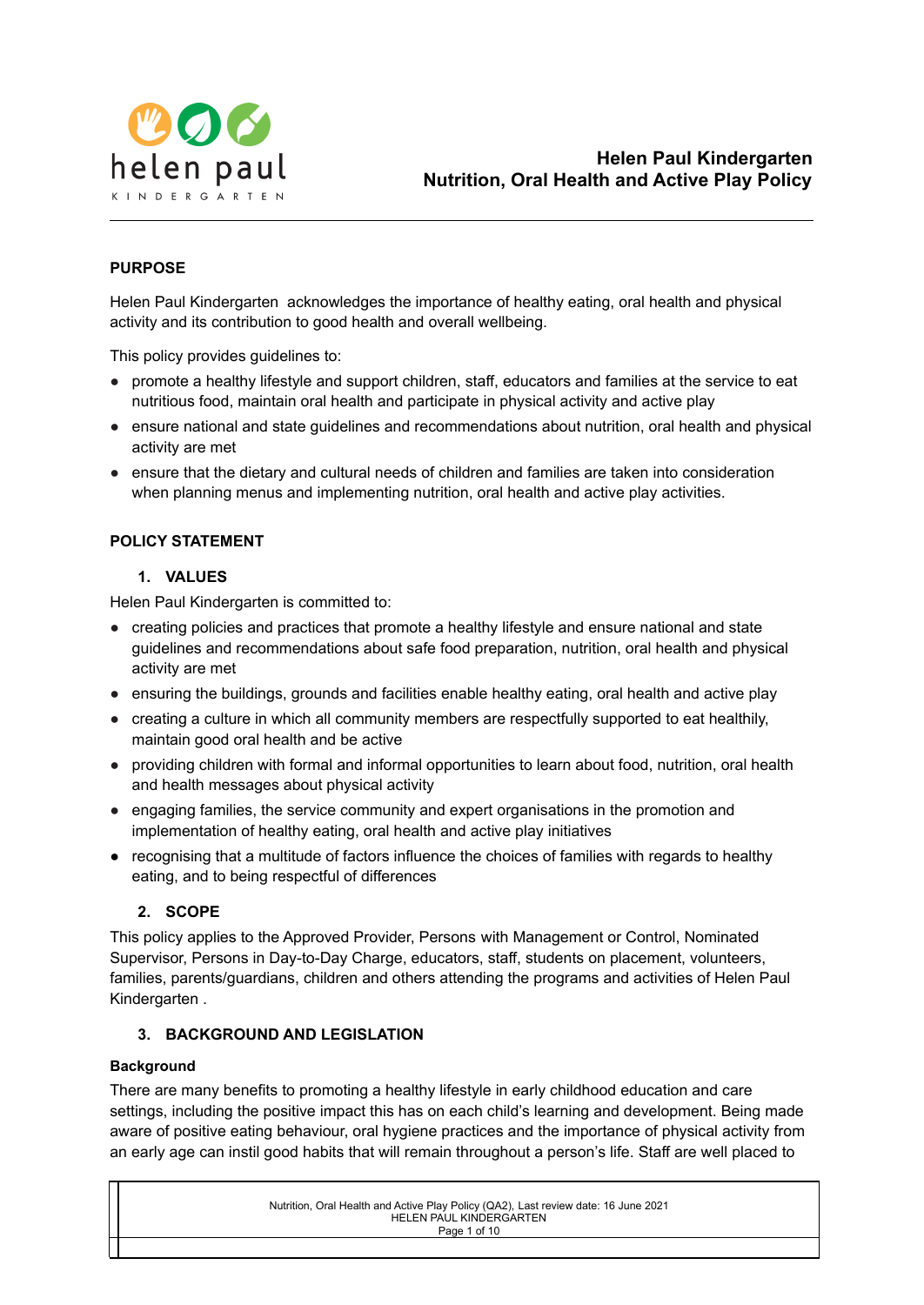# Helen Paul Kindergarten
# Nutrition, Oral Health and Active Play Policy

## PURPOSE

Helen Paul Kindergarten  acknowledges the importance of healthy eating, oral health and physical activity and its contribution to good health and overall wellbeing.

This policy provides guidelines to:

- promote a healthy lifestyle and support children, staff, educators and families at the service to eat nutritious food, maintain oral health and participate in physical activity and active play
- ensure national and state guidelines and recommendations about nutrition, oral health and physical activity are met
- ensure that the dietary and cultural needs of children and families are taken into consideration when planning menus and implementing nutrition, oral health and active play activities.

## POLICY STATEMENT

### 1. VALUES

Helen Paul Kindergarten is committed to:

- creating policies and practices that promote a healthy lifestyle and ensure national and state guidelines and recommendations about safe food preparation, nutrition, oral health and physical activity are met
- ensuring the buildings, grounds and facilities enable healthy eating, oral health and active play
- creating a culture in which all community members are respectfully supported to eat healthily, maintain good oral health and be active
- providing children with formal and informal opportunities to learn about food, nutrition, oral health and health messages about physical activity
- engaging families, the service community and expert organisations in the promotion and implementation of healthy eating, oral health and active play initiatives
- recognising that a multitude of factors influence the choices of families with regards to healthy eating, and to being respectful of differences

### 2. SCOPE

This policy applies to the Approved Provider, Persons with Management or Control, Nominated Supervisor, Persons in Day-to-Day Charge, educators, staff, students on placement, volunteers, families, parents/guardians, children and others attending the programs and activities of Helen Paul Kindergarten .

### 3. BACKGROUND AND LEGISLATION

**Background**

There are many benefits to promoting a healthy lifestyle in early childhood education and care settings, including the positive impact this has on each child's learning and development. Being made aware of positive eating behaviour, oral hygiene practices and the importance of physical activity from an early age can instil good habits that will remain throughout a person's life. Staff are well placed to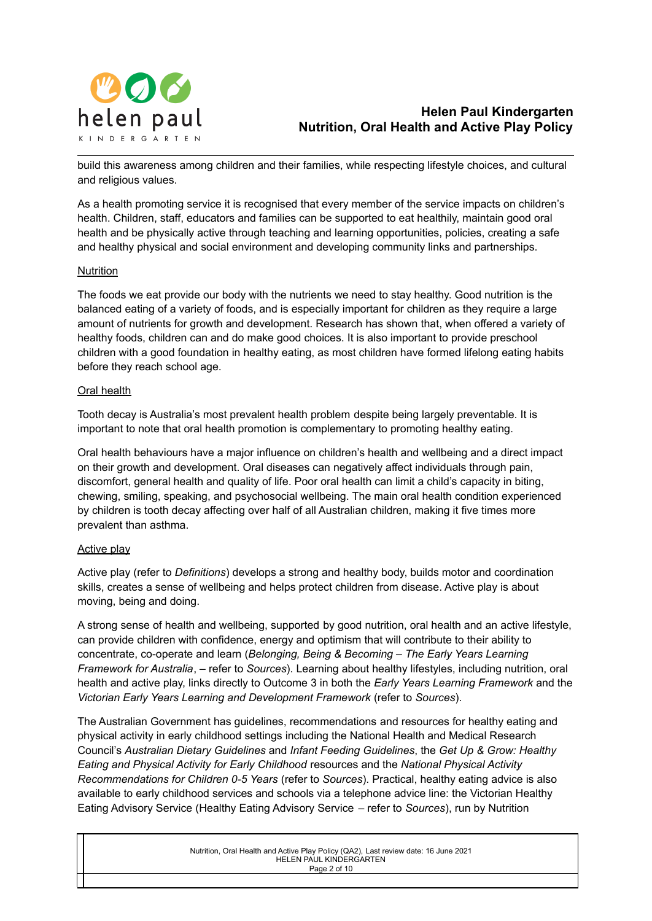build this awareness among children and their families, while respecting lifestyle choices, and cultural and religious values.

As a health promoting service it is recognised that every member of the service impacts on children's health. Children, staff, educators and families can be supported to eat healthily, maintain good oral health and be physically active through teaching and learning opportunities, policies, creating a safe and healthy physical and social environment and developing community links and partnerships.

<u>Nutrition</u>

The foods we eat provide our body with the nutrients we need to stay healthy. Good nutrition is the balanced eating of a variety of foods, and is especially important for children as they require a large amount of nutrients for growth and development. Research has shown that, when offered a variety of healthy foods, children can and do make good choices. It is also important to provide preschool children with a good foundation in healthy eating, as most children have formed lifelong eating habits before they reach school age.

<u>Oral health</u>

Tooth decay is Australia's most prevalent health problem despite being largely preventable. It is important to note that oral health promotion is complementary to promoting healthy eating.

Oral health behaviours have a major influence on children's health and wellbeing and a direct impact on their growth and development. Oral diseases can negatively affect individuals through pain, discomfort, general health and quality of life. Poor oral health can limit a child's capacity in biting, chewing, smiling, speaking, and psychosocial wellbeing. The main oral health condition experienced by children is tooth decay affecting over half of all Australian children, making it five times more prevalent than asthma.

<u>Active play</u>

Active play (refer to *Definitions*) develops a strong and healthy body, builds motor and coordination skills, creates a sense of wellbeing and helps protect children from disease. Active play is about moving, being and doing.

A strong sense of health and wellbeing, supported by good nutrition, oral health and an active lifestyle, can provide children with confidence, energy and optimism that will contribute to their ability to concentrate, co-operate and learn (*Belonging, Being & Becoming – The Early Years Learning Framework for Australia*, – refer to *Sources*). Learning about healthy lifestyles, including nutrition, oral health and active play, links directly to Outcome 3 in both the *Early Years Learning Framework* and the *Victorian Early Years Learning and Development Framework* (refer to *Sources*).

The Australian Government has guidelines, recommendations and resources for healthy eating and physical activity in early childhood settings including the National Health and Medical Research Council's *Australian Dietary Guidelines* and *Infant Feeding Guidelines*, the *Get Up & Grow: Healthy Eating and Physical Activity for Early Childhood* resources and the *National Physical Activity Recommendations for Children 0-5 Years* (refer to *Sources*). Practical, healthy eating advice is also available to early childhood services and schools via a telephone advice line: the Victorian Healthy Eating Advisory Service (Healthy Eating Advisory Service – refer to *Sources*), run by Nutrition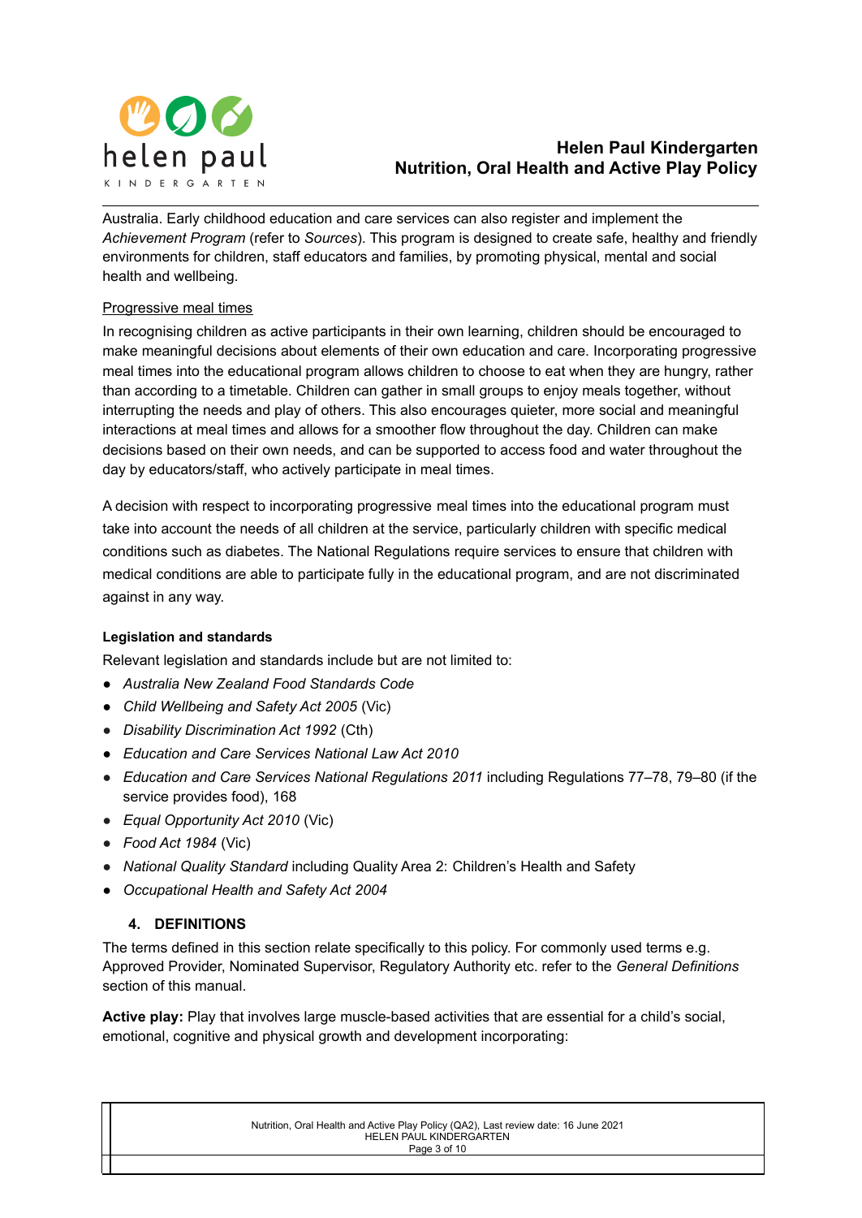Australia. Early childhood education and care services can also register and implement the *Achievement Program* (refer to *Sources*). This program is designed to create safe, healthy and friendly environments for children, staff educators and families, by promoting physical, mental and social health and wellbeing.

Progressive meal times

In recognising children as active participants in their own learning, children should be encouraged to make meaningful decisions about elements of their own education and care. Incorporating progressive meal times into the educational program allows children to choose to eat when they are hungry, rather than according to a timetable. Children can gather in small groups to enjoy meals together, without interrupting the needs and play of others. This also encourages quieter, more social and meaningful interactions at meal times and allows for a smoother flow throughout the day. Children can make decisions based on their own needs, and can be supported to access food and water throughout the day by educators/staff, who actively participate in meal times.

A decision with respect to incorporating progressive meal times into the educational program must take into account the needs of all children at the service, particularly children with specific medical conditions such as diabetes. The National Regulations require services to ensure that children with medical conditions are able to participate fully in the educational program, and are not discriminated against in any way.

**Legislation and standards**

Relevant legislation and standards include but are not limited to:

- *Australia New Zealand Food Standards Code*
- *Child Wellbeing and Safety Act 2005* (Vic)
- *Disability Discrimination Act 1992* (Cth)
- *Education and Care Services National Law Act 2010*
- *Education and Care Services National Regulations 2011* including Regulations 77–78, 79–80 (if the service provides food), 168
- *Equal Opportunity Act 2010* (Vic)
- *Food Act 1984* (Vic)
- *National Quality Standard* including Quality Area 2: Children's Health and Safety
- *Occupational Health and Safety Act 2004*

## 4. DEFINITIONS

The terms defined in this section relate specifically to this policy. For commonly used terms e.g. Approved Provider, Nominated Supervisor, Regulatory Authority etc. refer to the *General Definitions* section of this manual.

**Active play:** Play that involves large muscle-based activities that are essential for a child's social, emotional, cognitive and physical growth and development incorporating: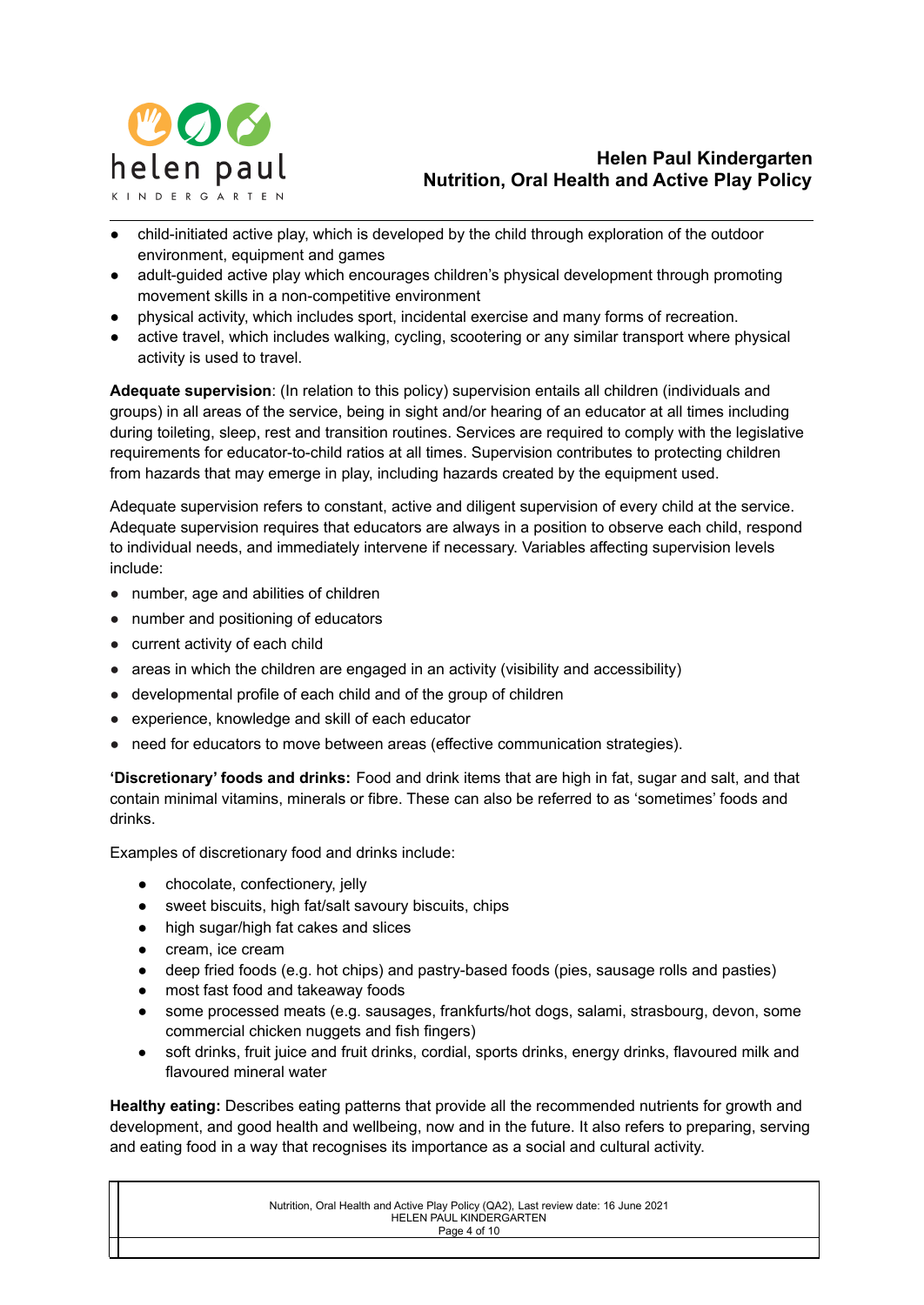- child-initiated active play, which is developed by the child through exploration of the outdoor environment, equipment and games
- adult-guided active play which encourages children's physical development through promoting movement skills in a non-competitive environment
- physical activity, which includes sport, incidental exercise and many forms of recreation.
- active travel, which includes walking, cycling, scootering or any similar transport where physical activity is used to travel.

**Adequate supervision**: (In relation to this policy) supervision entails all children (individuals and groups) in all areas of the service, being in sight and/or hearing of an educator at all times including during toileting, sleep, rest and transition routines. Services are required to comply with the legislative requirements for educator-to-child ratios at all times. Supervision contributes to protecting children from hazards that may emerge in play, including hazards created by the equipment used.

Adequate supervision refers to constant, active and diligent supervision of every child at the service. Adequate supervision requires that educators are always in a position to observe each child, respond to individual needs, and immediately intervene if necessary. Variables affecting supervision levels include:

- number, age and abilities of children
- number and positioning of educators
- current activity of each child
- areas in which the children are engaged in an activity (visibility and accessibility)
- developmental profile of each child and of the group of children
- experience, knowledge and skill of each educator
- need for educators to move between areas (effective communication strategies).

**'Discretionary' foods and drinks:** Food and drink items that are high in fat, sugar and salt, and that contain minimal vitamins, minerals or fibre. These can also be referred to as 'sometimes' foods and drinks.

Examples of discretionary food and drinks include:

- chocolate, confectionery, jelly
- sweet biscuits, high fat/salt savoury biscuits, chips
- high sugar/high fat cakes and slices
- cream, ice cream
- deep fried foods (e.g. hot chips) and pastry-based foods (pies, sausage rolls and pasties)
- most fast food and takeaway foods
- some processed meats (e.g. sausages, frankfurts/hot dogs, salami, strasbourg, devon, some commercial chicken nuggets and fish fingers)
- soft drinks, fruit juice and fruit drinks, cordial, sports drinks, energy drinks, flavoured milk and flavoured mineral water

**Healthy eating:** Describes eating patterns that provide all the recommended nutrients for growth and development, and good health and wellbeing, now and in the future. It also refers to preparing, serving and eating food in a way that recognises its importance as a social and cultural activity.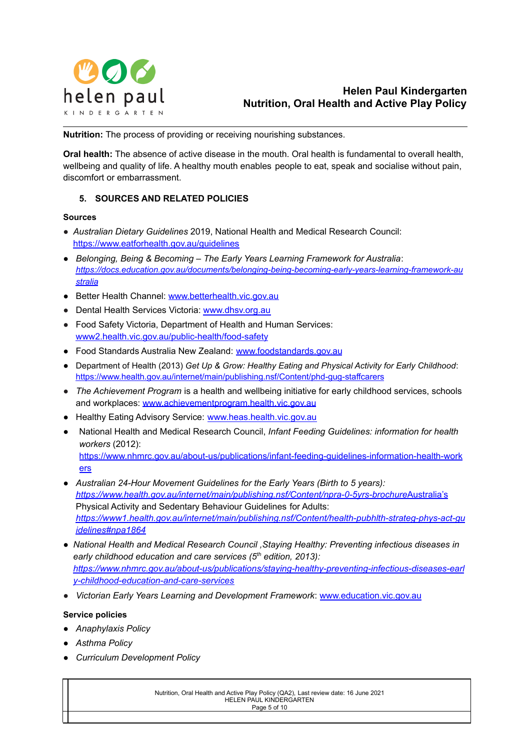**Nutrition:** The process of providing or receiving nourishing substances.

**Oral health:** The absence of active disease in the mouth. Oral health is fundamental to overall health, wellbeing and quality of life. A healthy mouth enables people to eat, speak and socialise without pain, discomfort or embarrassment.

## 5. SOURCES AND RELATED POLICIES

**Sources**

- *Australian Dietary Guidelines* 2019, National Health and Medical Research Council: https://www.eatforhealth.gov.au/guidelines
- *Belonging, Being & Becoming – The Early Years Learning Framework for Australia*: *https://docs.education.gov.au/documents/belonging-being-becoming-early-years-learning-framework-australia*
- Better Health Channel: www.betterhealth.vic.gov.au
- Dental Health Services Victoria: www.dhsv.org.au
- Food Safety Victoria, Department of Health and Human Services: www2.health.vic.gov.au/public-health/food-safety
- Food Standards Australia New Zealand: www.foodstandards.gov.au
- Department of Health (2013) *Get Up & Grow: Healthy Eating and Physical Activity for Early Childhood*: https://www.health.gov.au/internet/main/publishing.nsf/Content/phd-gug-staffcarers
- *The Achievement Program* is a health and wellbeing initiative for early childhood services, schools and workplaces: www.achievementprogram.health.vic.gov.au
- Healthy Eating Advisory Service: www.heas.health.vic.gov.au
- National Health and Medical Research Council, *Infant Feeding Guidelines: information for health workers* (2012): https://www.nhmrc.gov.au/about-us/publications/infant-feeding-guidelines-information-health-workers
- *Australian 24-Hour Movement Guidelines for the Early Years (Birth to 5 years): https://www.health.gov.au/internet/main/publishing.nsf/Content/npra-0-5yrs-brochure*Australia's Physical Activity and Sedentary Behaviour Guidelines for Adults: *https://www1.health.gov.au/internet/main/publishing.nsf/Content/health-pubhlth-strateg-phys-act-guidelines#npa1864*
- *National Health and Medical Research Council ,Staying Healthy: Preventing infectious diseases in early childhood education and care services (5th edition, 2013): https://www.nhmrc.gov.au/about-us/publications/staying-healthy-preventing-infectious-diseases-early-childhood-education-and-care-services*
- *Victorian Early Years Learning and Development Framework*: www.education.vic.gov.au

**Service policies**

- *Anaphylaxis Policy*
- *Asthma Policy*
- *Curriculum Development Policy*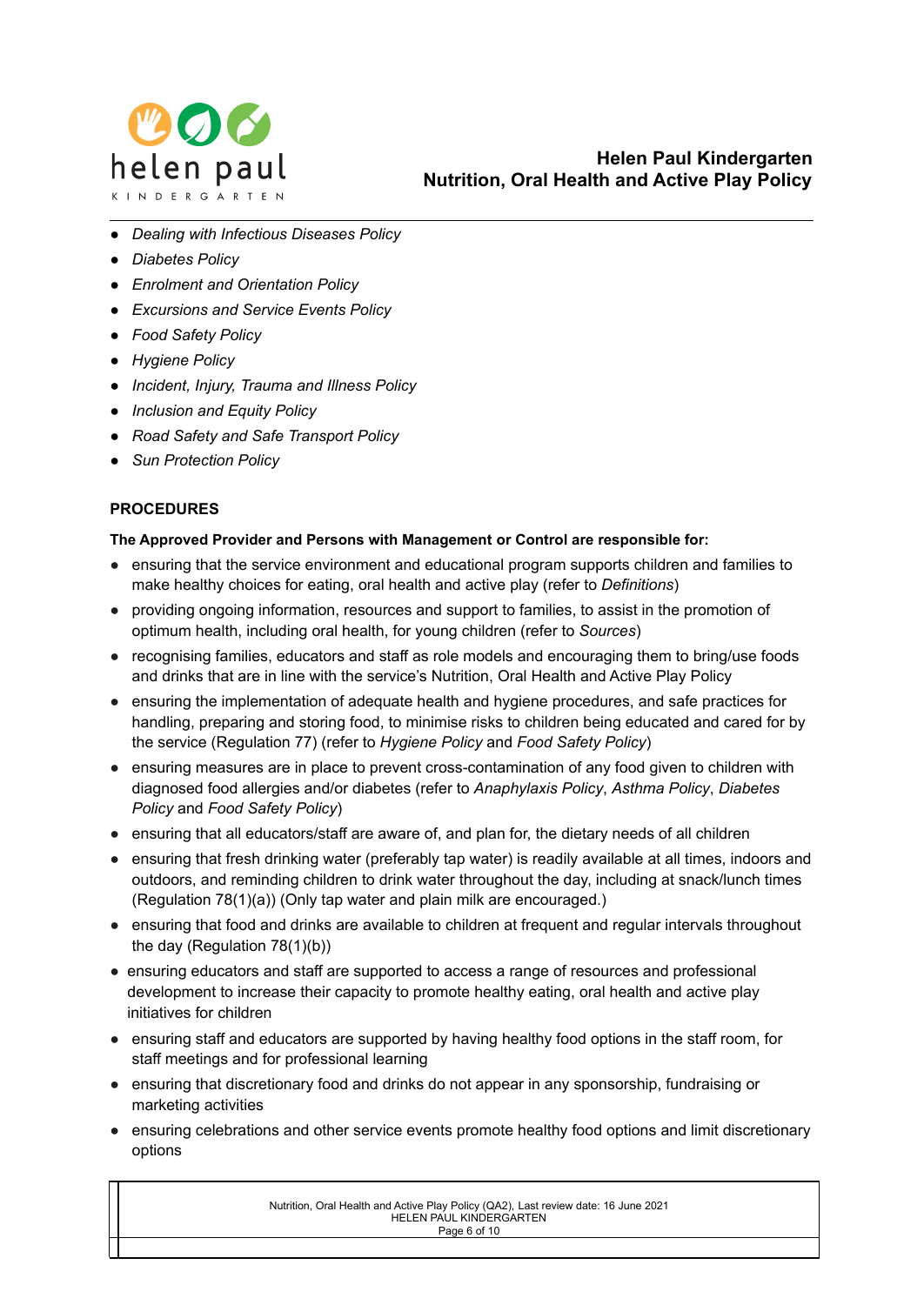- *Dealing with Infectious Diseases Policy*
- *Diabetes Policy*
- *Enrolment and Orientation Policy*
- *Excursions and Service Events Policy*
- *Food Safety Policy*
- *Hygiene Policy*
- *Incident, Injury, Trauma and Illness Policy*
- *Inclusion and Equity Policy*
- *Road Safety and Safe Transport Policy*
- *Sun Protection Policy*

## PROCEDURES

**The Approved Provider and Persons with Management or Control are responsible for:**

- ensuring that the service environment and educational program supports children and families to make healthy choices for eating, oral health and active play (refer to *Definitions*)
- providing ongoing information, resources and support to families, to assist in the promotion of optimum health, including oral health, for young children (refer to *Sources*)
- recognising families, educators and staff as role models and encouraging them to bring/use foods and drinks that are in line with the service's Nutrition, Oral Health and Active Play Policy
- ensuring the implementation of adequate health and hygiene procedures, and safe practices for handling, preparing and storing food, to minimise risks to children being educated and cared for by the service (Regulation 77) (refer to *Hygiene Policy* and *Food Safety Policy*)
- ensuring measures are in place to prevent cross-contamination of any food given to children with diagnosed food allergies and/or diabetes (refer to *Anaphylaxis Policy*, *Asthma Policy*, *Diabetes Policy* and *Food Safety Policy*)
- ensuring that all educators/staff are aware of, and plan for, the dietary needs of all children
- ensuring that fresh drinking water (preferably tap water) is readily available at all times, indoors and outdoors, and reminding children to drink water throughout the day, including at snack/lunch times (Regulation 78(1)(a)) (Only tap water and plain milk are encouraged.)
- ensuring that food and drinks are available to children at frequent and regular intervals throughout the day (Regulation 78(1)(b))
- ensuring educators and staff are supported to access a range of resources and professional development to increase their capacity to promote healthy eating, oral health and active play initiatives for children
- ensuring staff and educators are supported by having healthy food options in the staff room, for staff meetings and for professional learning
- ensuring that discretionary food and drinks do not appear in any sponsorship, fundraising or marketing activities
- ensuring celebrations and other service events promote healthy food options and limit discretionary options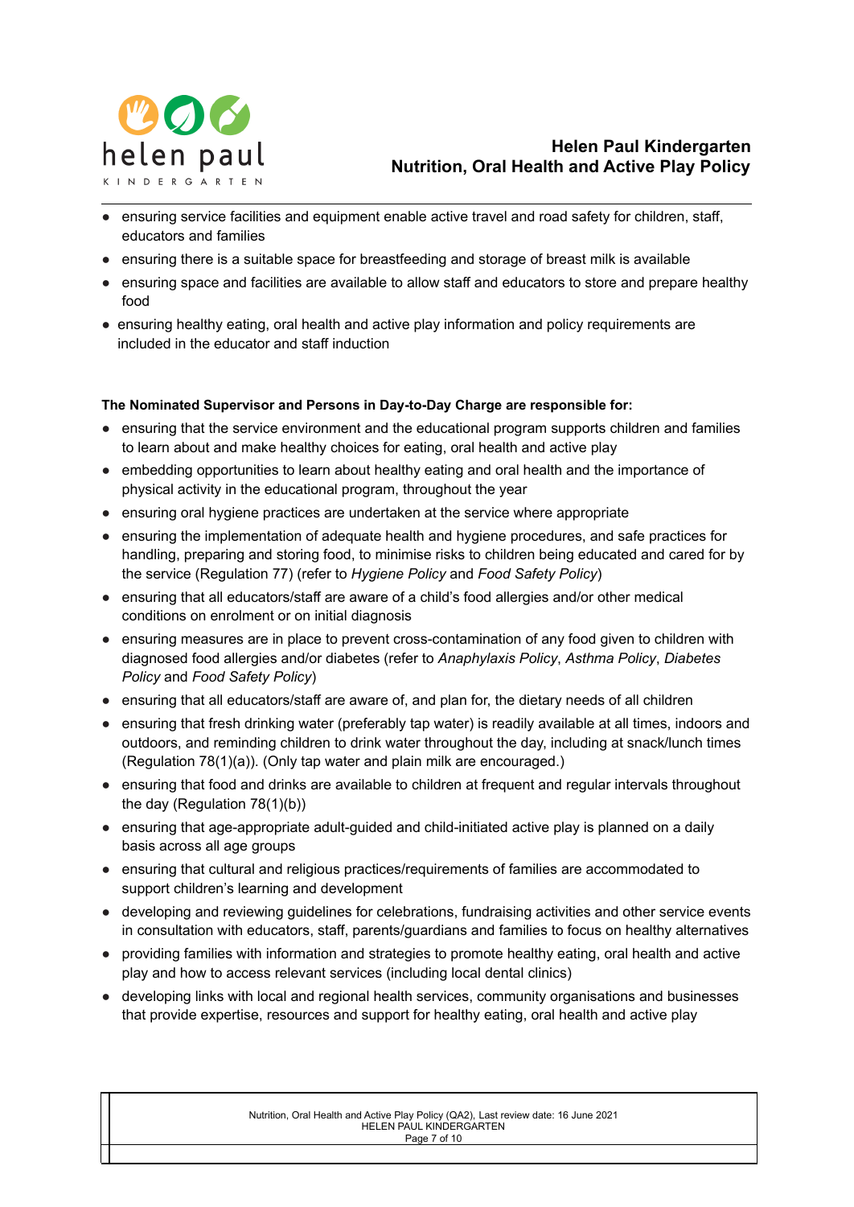- ensuring service facilities and equipment enable active travel and road safety for children, staff, educators and families
- ensuring there is a suitable space for breastfeeding and storage of breast milk is available
- ensuring space and facilities are available to allow staff and educators to store and prepare healthy food
- ensuring healthy eating, oral health and active play information and policy requirements are included in the educator and staff induction

**The Nominated Supervisor and Persons in Day-to-Day Charge are responsible for:**

- ensuring that the service environment and the educational program supports children and families to learn about and make healthy choices for eating, oral health and active play
- embedding opportunities to learn about healthy eating and oral health and the importance of physical activity in the educational program, throughout the year
- ensuring oral hygiene practices are undertaken at the service where appropriate
- ensuring the implementation of adequate health and hygiene procedures, and safe practices for handling, preparing and storing food, to minimise risks to children being educated and cared for by the service (Regulation 77) (refer to *Hygiene Policy* and *Food Safety Policy*)
- ensuring that all educators/staff are aware of a child's food allergies and/or other medical conditions on enrolment or on initial diagnosis
- ensuring measures are in place to prevent cross-contamination of any food given to children with diagnosed food allergies and/or diabetes (refer to *Anaphylaxis Policy*, *Asthma Policy*, *Diabetes Policy* and *Food Safety Policy*)
- ensuring that all educators/staff are aware of, and plan for, the dietary needs of all children
- ensuring that fresh drinking water (preferably tap water) is readily available at all times, indoors and outdoors, and reminding children to drink water throughout the day, including at snack/lunch times (Regulation 78(1)(a)). (Only tap water and plain milk are encouraged.)
- ensuring that food and drinks are available to children at frequent and regular intervals throughout the day (Regulation 78(1)(b))
- ensuring that age-appropriate adult-guided and child-initiated active play is planned on a daily basis across all age groups
- ensuring that cultural and religious practices/requirements of families are accommodated to support children's learning and development
- developing and reviewing guidelines for celebrations, fundraising activities and other service events in consultation with educators, staff, parents/guardians and families to focus on healthy alternatives
- providing families with information and strategies to promote healthy eating, oral health and active play and how to access relevant services (including local dental clinics)
- developing links with local and regional health services, community organisations and businesses that provide expertise, resources and support for healthy eating, oral health and active play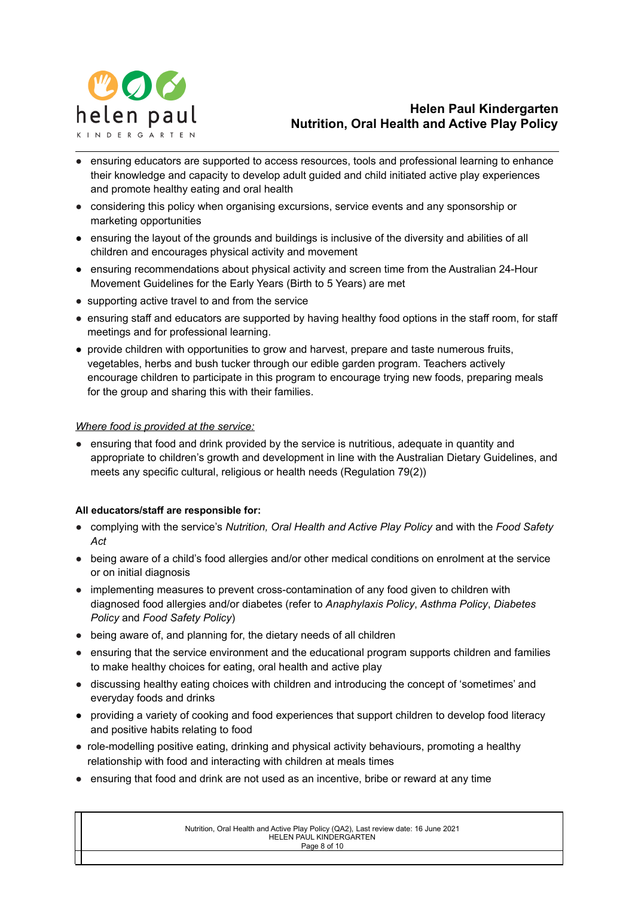- ensuring educators are supported to access resources, tools and professional learning to enhance their knowledge and capacity to develop adult guided and child initiated active play experiences and promote healthy eating and oral health
- considering this policy when organising excursions, service events and any sponsorship or marketing opportunities
- ensuring the layout of the grounds and buildings is inclusive of the diversity and abilities of all children and encourages physical activity and movement
- ensuring recommendations about physical activity and screen time from the Australian 24-Hour Movement Guidelines for the Early Years (Birth to 5 Years) are met
- supporting active travel to and from the service
- ensuring staff and educators are supported by having healthy food options in the staff room, for staff meetings and for professional learning.
- provide children with opportunities to grow and harvest, prepare and taste numerous fruits, vegetables, herbs and bush tucker through our edible garden program. Teachers actively encourage children to participate in this program to encourage trying new foods, preparing meals for the group and sharing this with their families.

*Where food is provided at the service:*

- ensuring that food and drink provided by the service is nutritious, adequate in quantity and appropriate to children's growth and development in line with the Australian Dietary Guidelines, and meets any specific cultural, religious or health needs (Regulation 79(2))

**All educators/staff are responsible for:**

- complying with the service's *Nutrition, Oral Health and Active Play Policy* and with the *Food Safety Act*
- being aware of a child's food allergies and/or other medical conditions on enrolment at the service or on initial diagnosis
- implementing measures to prevent cross-contamination of any food given to children with diagnosed food allergies and/or diabetes (refer to *Anaphylaxis Policy*, *Asthma Policy*, *Diabetes Policy* and *Food Safety Policy*)
- being aware of, and planning for, the dietary needs of all children
- ensuring that the service environment and the educational program supports children and families to make healthy choices for eating, oral health and active play
- discussing healthy eating choices with children and introducing the concept of 'sometimes' and everyday foods and drinks
- providing a variety of cooking and food experiences that support children to develop food literacy and positive habits relating to food
- role-modelling positive eating, drinking and physical activity behaviours, promoting a healthy relationship with food and interacting with children at meals times
- ensuring that food and drink are not used as an incentive, bribe or reward at any time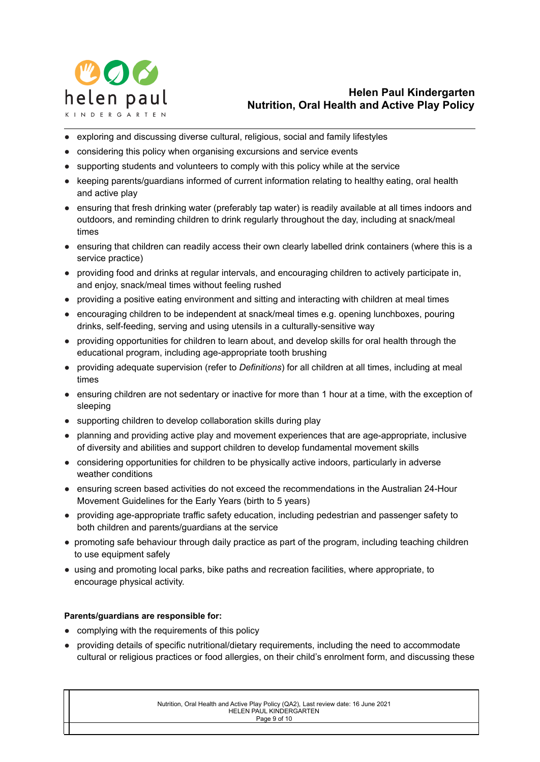- exploring and discussing diverse cultural, religious, social and family lifestyles
- considering this policy when organising excursions and service events
- supporting students and volunteers to comply with this policy while at the service
- keeping parents/guardians informed of current information relating to healthy eating, oral health and active play
- ensuring that fresh drinking water (preferably tap water) is readily available at all times indoors and outdoors, and reminding children to drink regularly throughout the day, including at snack/meal times
- ensuring that children can readily access their own clearly labelled drink containers (where this is a service practice)
- providing food and drinks at regular intervals, and encouraging children to actively participate in, and enjoy, snack/meal times without feeling rushed
- providing a positive eating environment and sitting and interacting with children at meal times
- encouraging children to be independent at snack/meal times e.g. opening lunchboxes, pouring drinks, self-feeding, serving and using utensils in a culturally-sensitive way
- providing opportunities for children to learn about, and develop skills for oral health through the educational program, including age-appropriate tooth brushing
- providing adequate supervision (refer to *Definitions*) for all children at all times, including at meal times
- ensuring children are not sedentary or inactive for more than 1 hour at a time, with the exception of sleeping
- supporting children to develop collaboration skills during play
- planning and providing active play and movement experiences that are age-appropriate, inclusive of diversity and abilities and support children to develop fundamental movement skills
- considering opportunities for children to be physically active indoors, particularly in adverse weather conditions
- ensuring screen based activities do not exceed the recommendations in the Australian 24-Hour Movement Guidelines for the Early Years (birth to 5 years)
- providing age-appropriate traffic safety education, including pedestrian and passenger safety to both children and parents/guardians at the service
- promoting safe behaviour through daily practice as part of the program, including teaching children to use equipment safely
- using and promoting local parks, bike paths and recreation facilities, where appropriate, to encourage physical activity.

**Parents/guardians are responsible for:**

- complying with the requirements of this policy
- providing details of specific nutritional/dietary requirements, including the need to accommodate cultural or religious practices or food allergies, on their child's enrolment form, and discussing these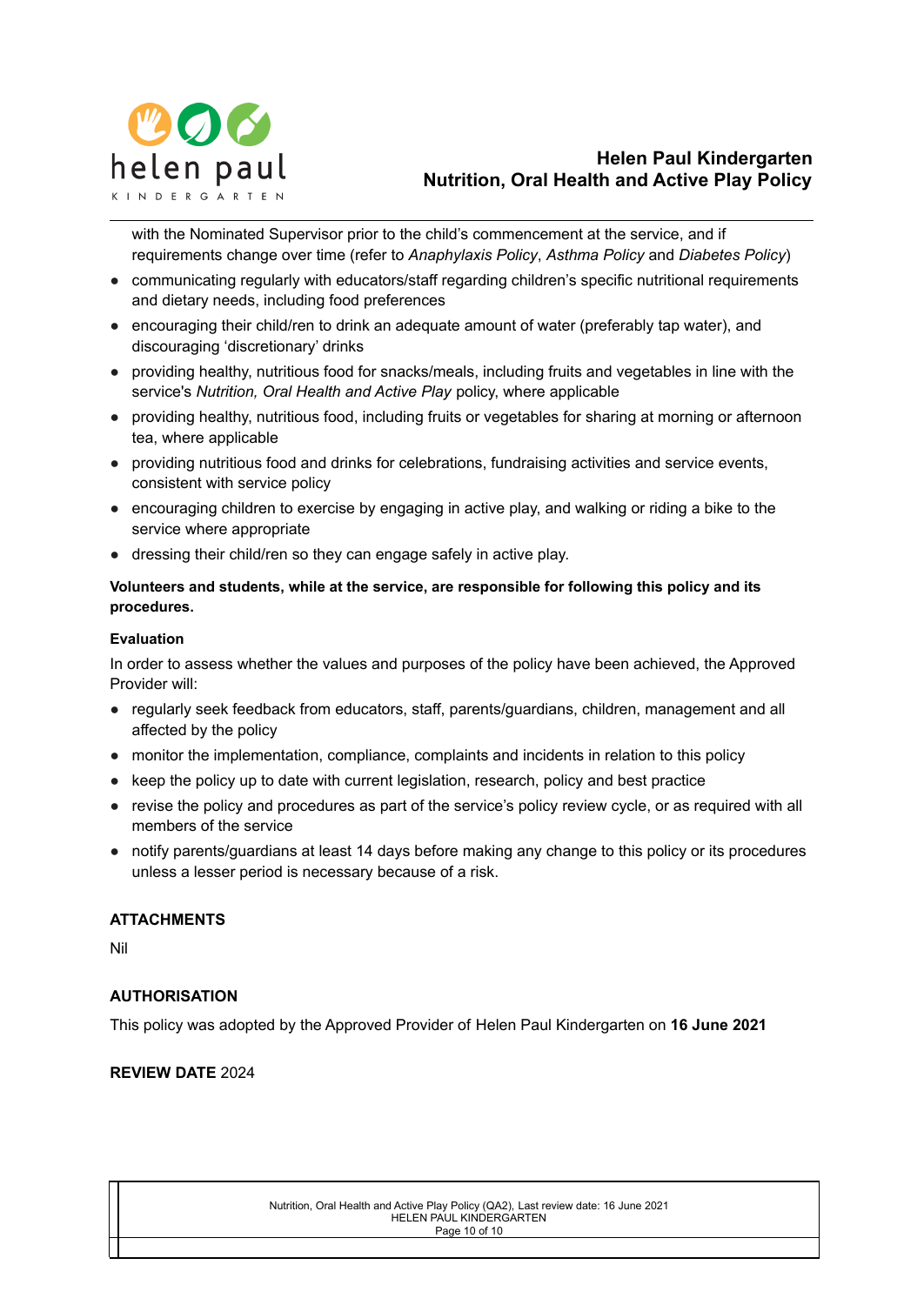with the Nominated Supervisor prior to the child's commencement at the service, and if requirements change over time (refer to *Anaphylaxis Policy*, *Asthma Policy* and *Diabetes Policy*)

- communicating regularly with educators/staff regarding children's specific nutritional requirements and dietary needs, including food preferences
- encouraging their child/ren to drink an adequate amount of water (preferably tap water), and discouraging 'discretionary' drinks
- providing healthy, nutritious food for snacks/meals, including fruits and vegetables in line with the service's *Nutrition, Oral Health and Active Play* policy, where applicable
- providing healthy, nutritious food, including fruits or vegetables for sharing at morning or afternoon tea, where applicable
- providing nutritious food and drinks for celebrations, fundraising activities and service events, consistent with service policy
- encouraging children to exercise by engaging in active play, and walking or riding a bike to the service where appropriate
- dressing their child/ren so they can engage safely in active play.

**Volunteers and students, while at the service, are responsible for following this policy and its procedures.**

**Evaluation**

In order to assess whether the values and purposes of the policy have been achieved, the Approved Provider will:

- regularly seek feedback from educators, staff, parents/guardians, children, management and all affected by the policy
- monitor the implementation, compliance, complaints and incidents in relation to this policy
- keep the policy up to date with current legislation, research, policy and best practice
- revise the policy and procedures as part of the service's policy review cycle, or as required with all members of the service
- notify parents/guardians at least 14 days before making any change to this policy or its procedures unless a lesser period is necessary because of a risk.

## ATTACHMENTS

Nil

## AUTHORISATION

This policy was adopted by the Approved Provider of Helen Paul Kindergarten on **16 June 2021**

**REVIEW DATE** 2024